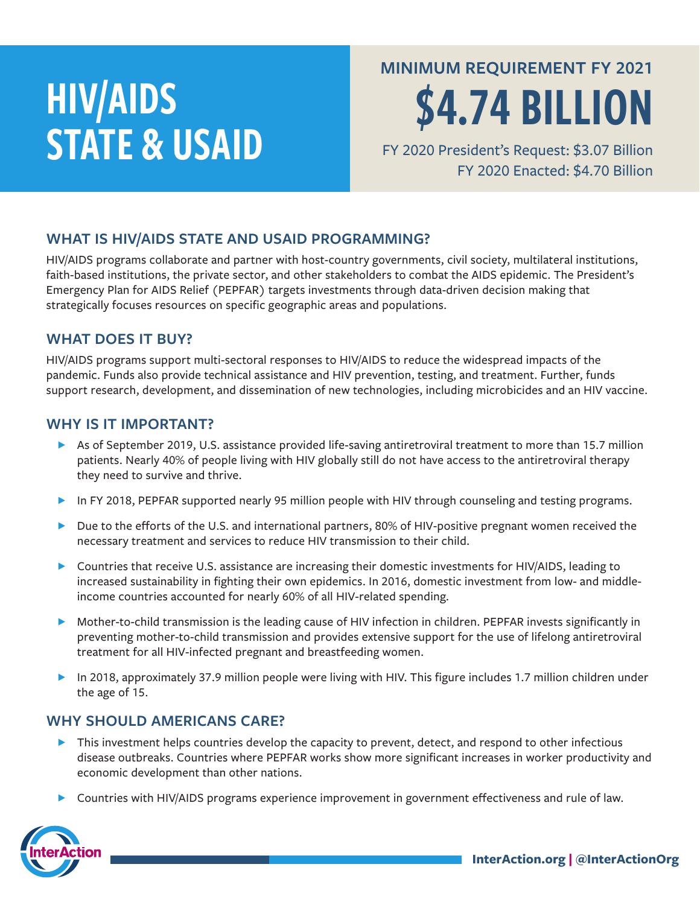# HIV/AIDS STATE & USAID

## MINIMUM REQUIREMENT FY 2021

# $4.74 BILLION

FY 2020 President's Request: $3.07 Billion
FY 2020 Enacted: $4.70 Billion

## WHAT IS HIV/AIDS STATE AND USAID PROGRAMMING?

HIV/AIDS programs collaborate and partner with host-country governments, civil society, multilateral institutions, faith-based institutions, the private sector, and other stakeholders to combat the AIDS epidemic. The President's Emergency Plan for AIDS Relief (PEPFAR) targets investments through data-driven decision making that strategically focuses resources on specific geographic areas and populations.

## WHAT DOES IT BUY?

HIV/AIDS programs support multi-sectoral responses to HIV/AIDS to reduce the widespread impacts of the pandemic. Funds also provide technical assistance and HIV prevention, testing, and treatment. Further, funds support research, development, and dissemination of new technologies, including microbicides and an HIV vaccine.

## WHY IS IT IMPORTANT?

- As of September 2019, U.S. assistance provided life-saving antiretroviral treatment to more than 15.7 million patients. Nearly 40% of people living with HIV globally still do not have access to the antiretroviral therapy they need to survive and thrive.
- In FY 2018, PEPFAR supported nearly 95 million people with HIV through counseling and testing programs.
- Due to the efforts of the U.S. and international partners, 80% of HIV-positive pregnant women received the necessary treatment and services to reduce HIV transmission to their child.
- Countries that receive U.S. assistance are increasing their domestic investments for HIV/AIDS, leading to increased sustainability in fighting their own epidemics. In 2016, domestic investment from low- and middle-income countries accounted for nearly 60% of all HIV-related spending.
- Mother-to-child transmission is the leading cause of HIV infection in children. PEPFAR invests significantly in preventing mother-to-child transmission and provides extensive support for the use of lifelong antiretroviral treatment for all HIV-infected pregnant and breastfeeding women.
- In 2018, approximately 37.9 million people were living with HIV. This figure includes 1.7 million children under the age of 15.

## WHY SHOULD AMERICANS CARE?

- This investment helps countries develop the capacity to prevent, detect, and respond to other infectious disease outbreaks. Countries where PEPFAR works show more significant increases in worker productivity and economic development than other nations.
- Countries with HIV/AIDS programs experience improvement in government effectiveness and rule of law.

InterAction.org | @InterActionOrg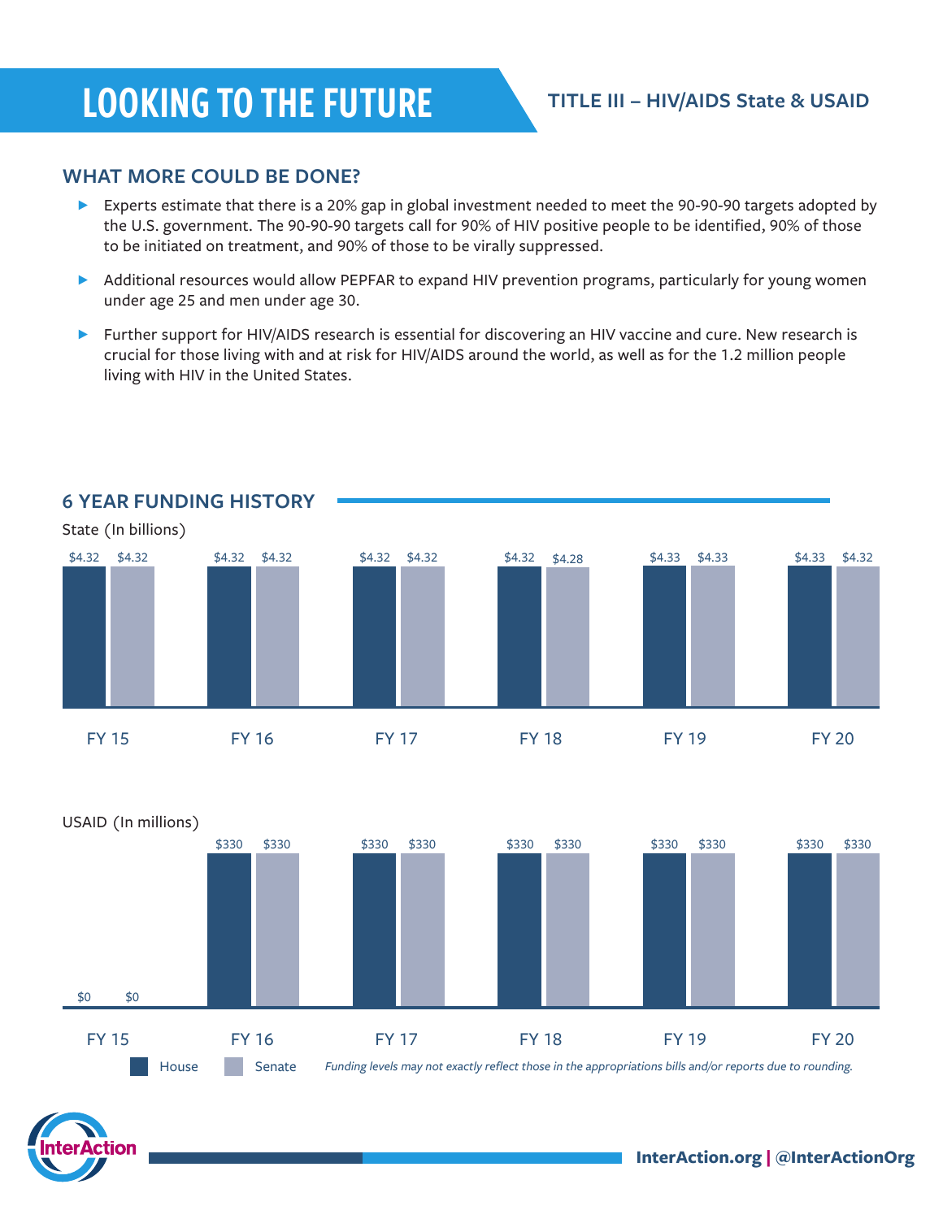# LOOKING TO THE FUTURE

**TITLE III – HIV/AIDS State & USAID**

## WHAT MORE COULD BE DONE?

- Experts estimate that there is a 20% gap in global investment needed to meet the 90-90-90 targets adopted by the U.S. government. The 90-90-90 targets call for 90% of HIV positive people to be identified, 90% of those to be initiated on treatment, and 90% of those to be virally suppressed.
- Additional resources would allow PEPFAR to expand HIV prevention programs, particularly for young women under age 25 and men under age 30.
- Further support for HIV/AIDS research is essential for discovering an HIV vaccine and cure. New research is crucial for those living with and at risk for HIV/AIDS around the world, as well as for the 1.2 million people living with HIV in the United States.

## 6 YEAR FUNDING HISTORY

State (In billions)

$4.32 $4.32
FY 15
$4.32 $4.32
FY 16
$4.32 $4.32
FY 17
$4.32 $4.28
FY 18
$4.33 $4.33
FY 19
$4.33 $4.32
FY 20

USAID (In millions)

$0 $0
FY 15
$330 $330
FY 16
$330 $330
FY 17
$330 $330
FY 18
$330 $330
FY 19
$330 $330
FY 20

House Senate

*Funding levels may not exactly reflect those in the appropriations bills and/or reports due to rounding.*

InterAction.org | @InterActionOrg